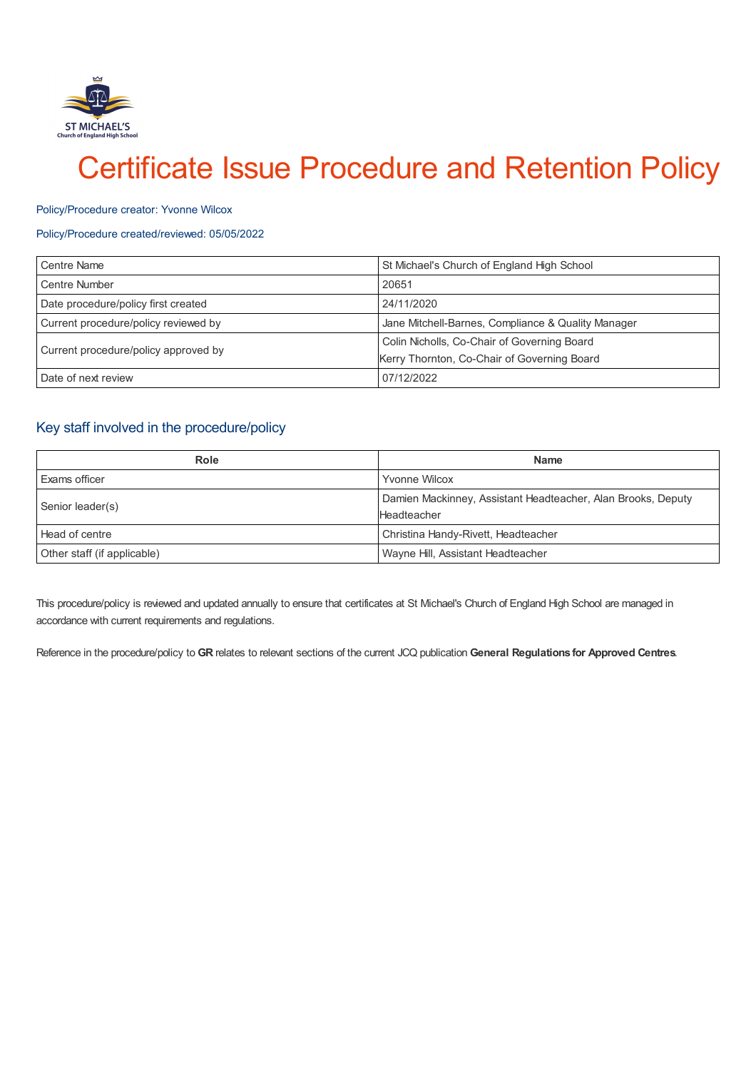# Certificate Issue Procedure and Retention Policy

Policy/Procedure creator: Yvonne Wilcox

Policy/Procedure created/reviewed: 05/05/2022

| | |
|---|---|
| Centre Name | St Michael's Church of England High School |
| Centre Number | 20651 |
| Date procedure/policy first created | 24/11/2020 |
| Current procedure/policy reviewed by | Jane Mitchell-Barnes, Compliance & Quality Manager |
| Current procedure/policy approved by | Colin Nicholls, Co-Chair of Governing Board<br>Kerry Thornton, Co-Chair of Governing Board |
| Date of next review | 07/12/2022 |

## Key staff involved in the procedure/policy

| Role | Name |
|---|---|
| Exams officer | Yvonne Wilcox |
| Senior leader(s) | Damien Mackinney, Assistant Headteacher, Alan Brooks, Deputy Headteacher |
| Head of centre | Christina Handy-Rivett, Headteacher |
| Other staff (if applicable) | Wayne Hill, Assistant Headteacher |

This procedure/policy is reviewed and updated annually to ensure that certificates at St Michael's Church of England High School are managed in accordance with current requirements and regulations.

Reference in the procedure/policy to **GR** relates to relevant sections of the current JCQ publication **General Regulations for Approved Centres**.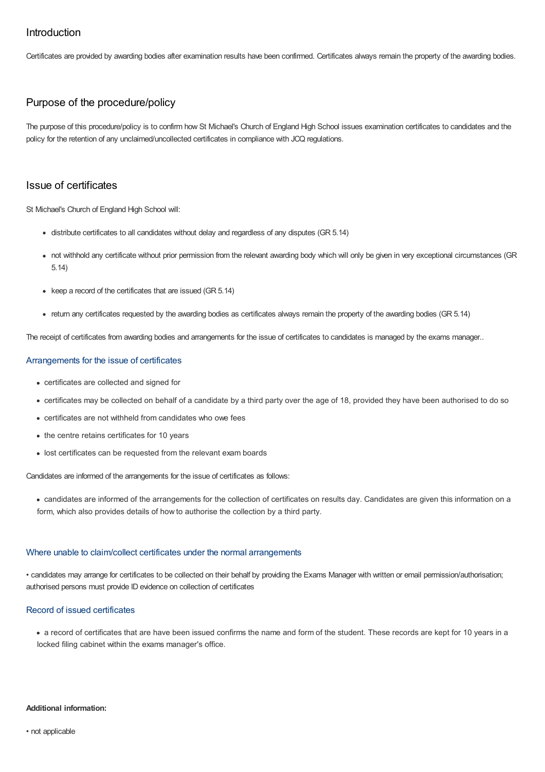## Introduction

Certificates are provided by awarding bodies after examination results have been confirmed. Certificates always remain the property of the awarding bodies.

## Purpose of the procedure/policy

The purpose of this procedure/policy is to confirm how St Michael's Church of England High School issues examination certificates to candidates and the policy for the retention of any unclaimed/uncollected certificates in compliance with JCQ regulations.

## Issue of certificates

St Michael's Church of England High School will:

- distribute certificates to all candidates without delay and regardless of any disputes (GR 5.14)
- not withhold any certificate without prior permission from the relevant awarding body which will only be given in very exceptional circumstances (GR 5.14)
- keep a record of the certificates that are issued (GR 5.14)
- return any certificates requested by the awarding bodies as certificates always remain the property of the awarding bodies (GR 5.14)

The receipt of certificates from awarding bodies and arrangements for the issue of certificates to candidates is managed by the exams manager..

### Arrangements for the issue of certificates

- certificates are collected and signed for
- certificates may be collected on behalf of a candidate by a third party over the age of 18, provided they have been authorised to do so
- certificates are not withheld from candidates who owe fees
- the centre retains certificates for 10 years
- lost certificates can be requested from the relevant exam boards

Candidates are informed of the arrangements for the issue of certificates as follows:

- candidates are informed of the arrangements for the collection of certificates on results day. Candidates are given this information on a form, which also provides details of how to authorise the collection by a third party.

### Where unable to claim/collect certificates under the normal arrangements

- candidates may arrange for certificates to be collected on their behalf by providing the Exams Manager with written or email permission/authorisation; authorised persons must provide ID evidence on collection of certificates

### Record of issued certificates

- a record of certificates that are have been issued confirms the name and form of the student. These records are kept for 10 years in a locked filing cabinet within the exams manager's office.

**Additional information:**

- not applicable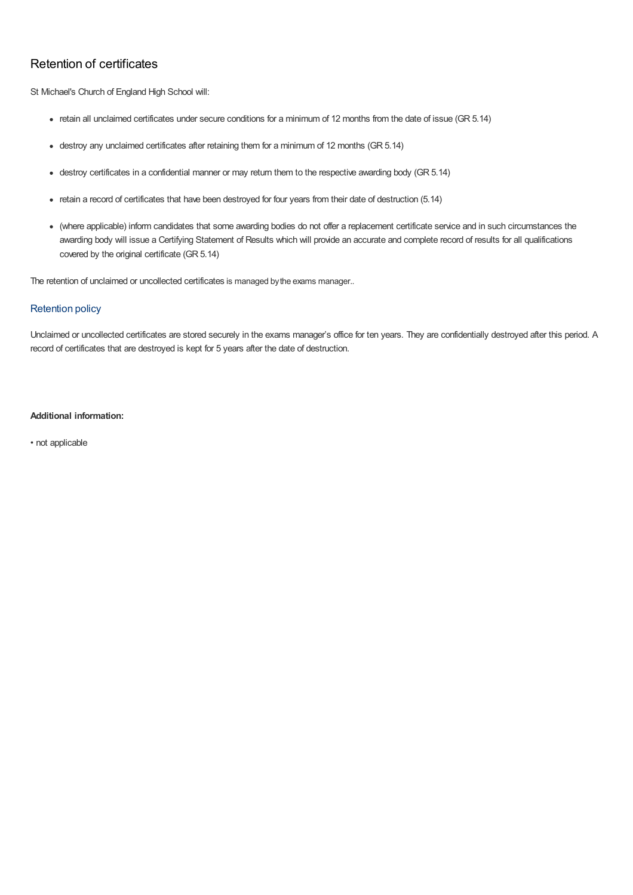## Retention of certificates

St Michael's Church of England High School will:

- retain all unclaimed certificates under secure conditions for a minimum of 12 months from the date of issue (GR 5.14)
- destroy any unclaimed certificates after retaining them for a minimum of 12 months (GR 5.14)
- destroy certificates in a confidential manner or may return them to the respective awarding body (GR 5.14)
- retain a record of certificates that have been destroyed for four years from their date of destruction (5.14)
- (where applicable) inform candidates that some awarding bodies do not offer a replacement certificate service and in such circumstances the awarding body will issue a Certifying Statement of Results which will provide an accurate and complete record of results for all qualifications covered by the original certificate (GR 5.14)

The retention of unclaimed or uncollected certificates is managed by the exams manager..

### Retention policy

Unclaimed or uncollected certificates are stored securely in the exams manager's office for ten years. They are confidentially destroyed after this period. A record of certificates that are destroyed is kept for 5 years after the date of destruction.

**Additional information:**

• not applicable